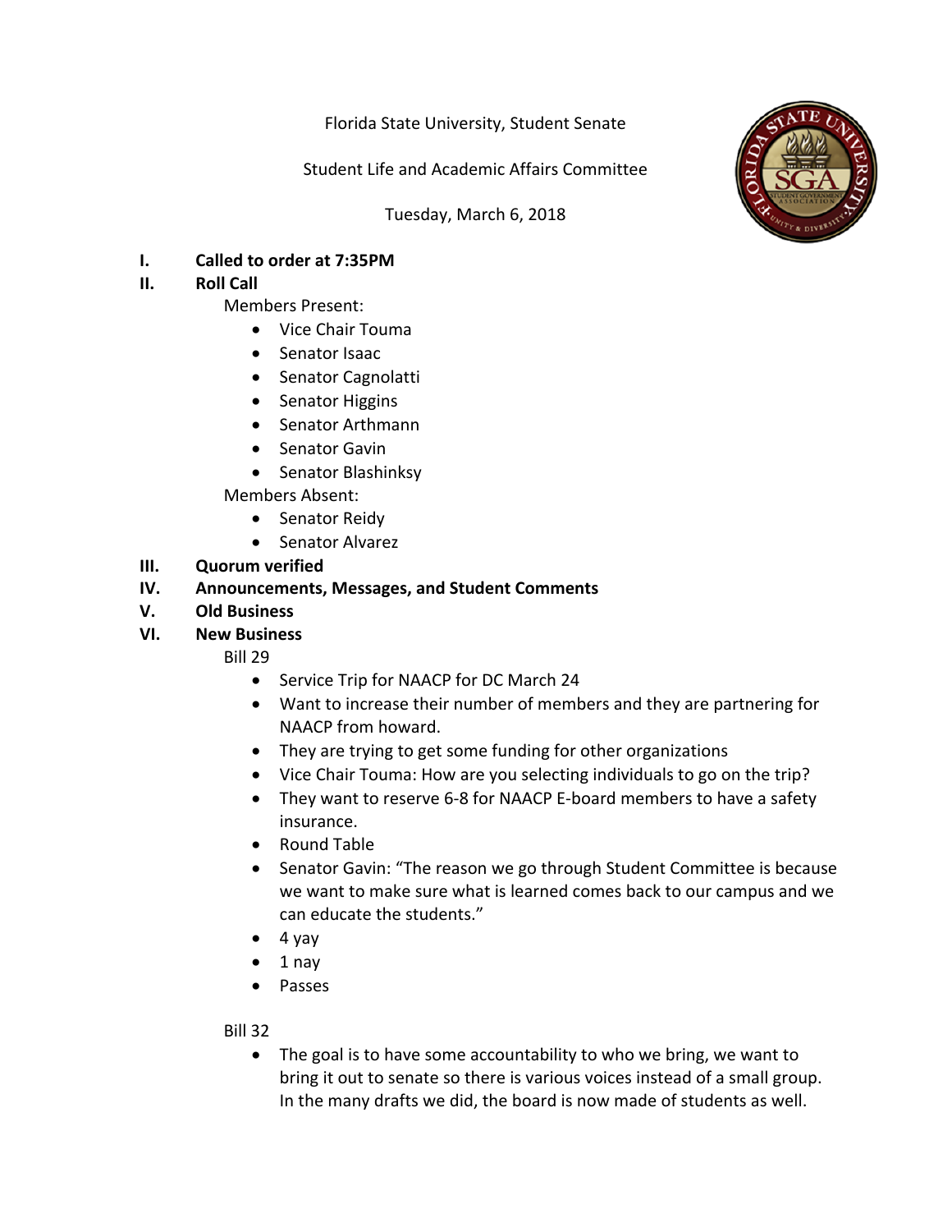Florida State University, Student Senate

Student Life and Academic Affairs Committee

Tuesday, March 6, 2018

**I. Called to order at 7:35PM**

**II. Roll Call**

Members Present:

- Vice Chair Touma
- Senator Isaac
- Senator Cagnolatti
- Senator Higgins
- Senator Arthmann
- Senator Gavin
- Senator Blashinksy

Members Absent:

- Senator Reidy
- Senator Alvarez

**III. Quorum verified**

**IV. Announcements, Messages, and Student Comments**

**V. Old Business**

**VI. New Business**

Bill 29

- Service Trip for NAACP for DC March 24
- Want to increase their number of members and they are partnering for NAACP from howard.
- They are trying to get some funding for other organizations
- Vice Chair Touma: How are you selecting individuals to go on the trip?
- They want to reserve 6-8 for NAACP E-board members to have a safety insurance.
- Round Table
- Senator Gavin: "The reason we go through Student Committee is because we want to make sure what is learned comes back to our campus and we can educate the students."
- 4 yay
- 1 nay
- Passes

Bill 32

- The goal is to have some accountability to who we bring, we want to bring it out to senate so there is various voices instead of a small group. In the many drafts we did, the board is now made of students as well.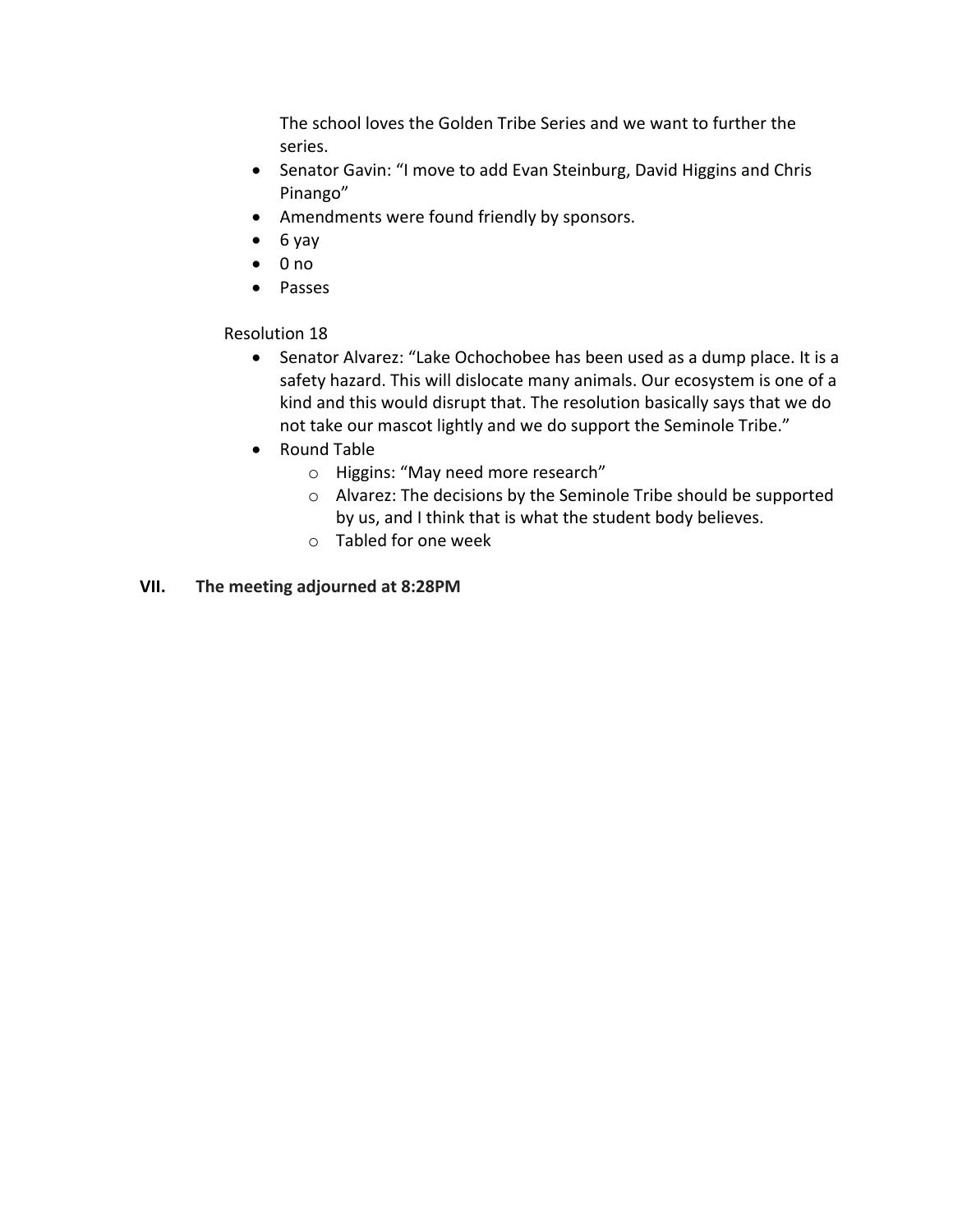The school loves the Golden Tribe Series and we want to further the series.

- Senator Gavin: "I move to add Evan Steinburg, David Higgins and Chris Pinango"
- Amendments were found friendly by sponsors.
- 6 yay
- 0 no
- Passes

Resolution 18

- Senator Alvarez: "Lake Ochochobee has been used as a dump place. It is a safety hazard. This will dislocate many animals. Our ecosystem is one of a kind and this would disrupt that. The resolution basically says that we do not take our mascot lightly and we do support the Seminole Tribe."
- Round Table
  - Higgins: "May need more research"
  - Alvarez: The decisions by the Seminole Tribe should be supported by us, and I think that is what the student body believes.
  - Tabled for one week

**VII. The meeting adjourned at 8:28PM**